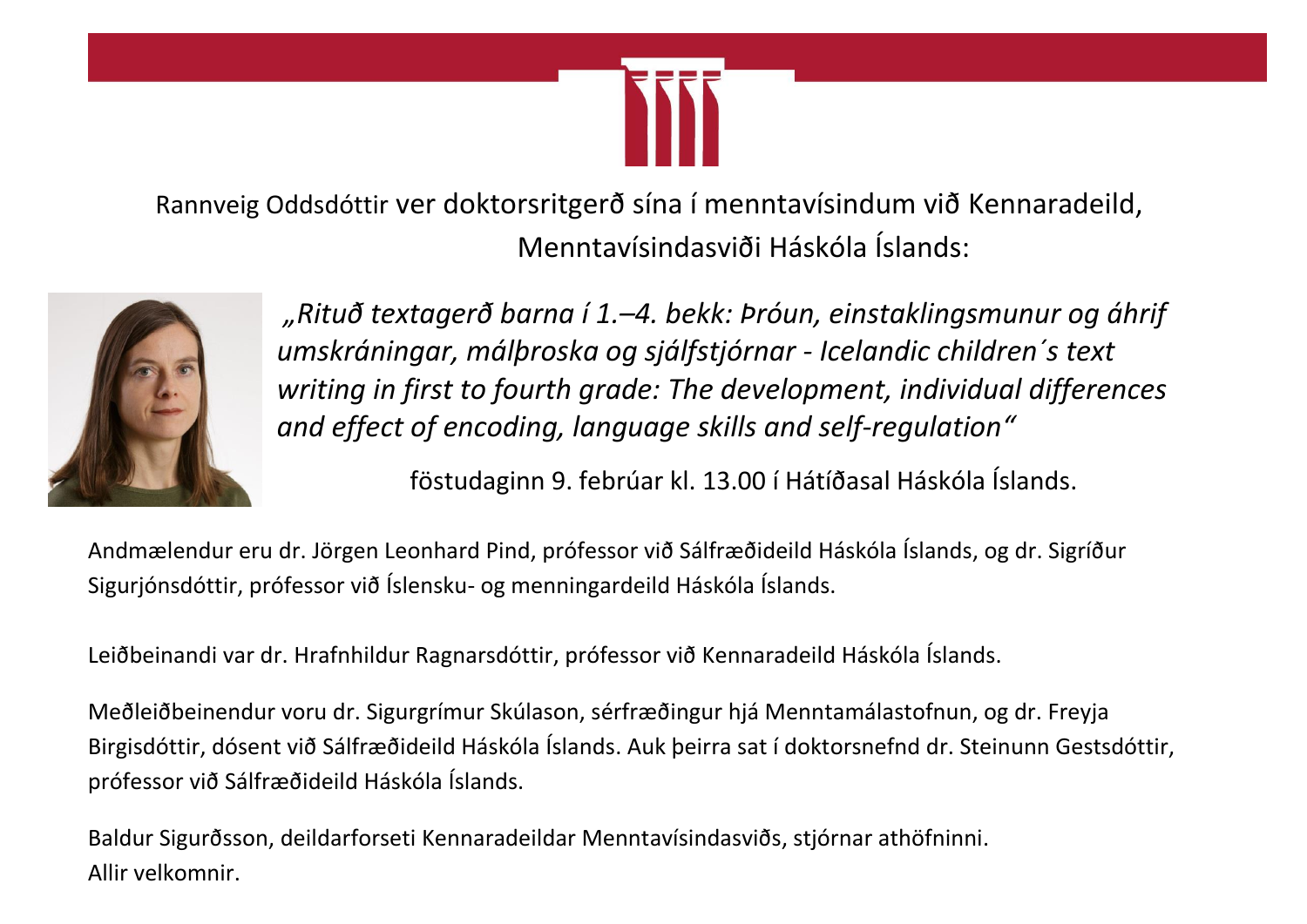Rannveig Oddsdóttir ver doktorsritgerð sína í menntavísindum við Kennaradeild, Menntavísindasviði Háskóla Íslands:

*„Rituð textagerð barna í 1.–4. bekk: Þróun, einstaklingsmunur og áhrif umskráningar, málþroska og sjálfstjórnar - Icelandic children´s text writing in first to fourth grade: The development, individual differences and effect of encoding, language skills and self-regulation“*

föstudaginn 9. febrúar kl. 13.00 í Hátíðasal Háskóla Íslands.

Andmælendur eru dr. Jörgen Leonhard Pind, prófessor við Sálfræðideild Háskóla Íslands, og dr. Sigríður Sigurjónsdóttir, prófessor við Íslensku- og menningardeild Háskóla Íslands.

Leiðbeinandi var dr. Hrafnhildur Ragnarsdóttir, prófessor við Kennaradeild Háskóla Íslands.

Meðleiðbeinendur voru dr. Sigurgrímur Skúlason, sérfræðingur hjá Menntamálastofnun, og dr. Freyja Birgisdóttir, dósent við Sálfræðideild Háskóla Íslands. Auk þeirra sat í doktorsnefnd dr. Steinunn Gestsdóttir, prófessor við Sálfræðideild Háskóla Íslands.

Baldur Sigurðsson, deildarforseti Kennaradeildar Menntavísindasviðs, stjórnar athöfninni.
Allir velkomnir.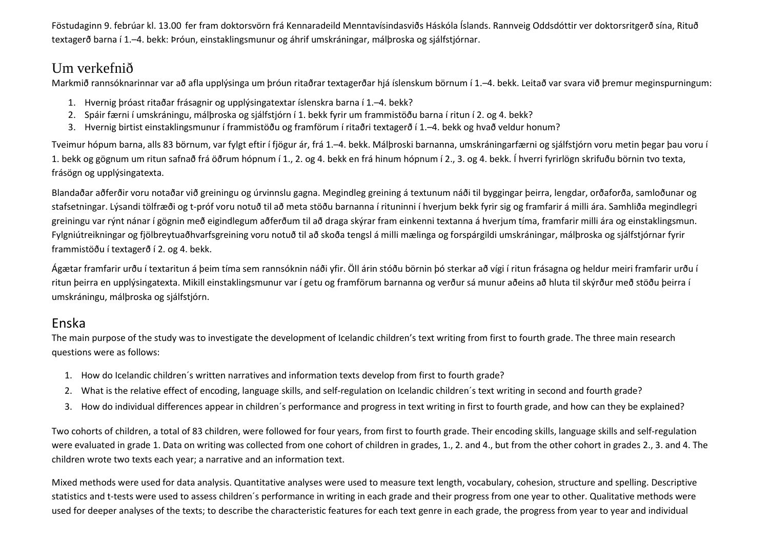Föstudaginn 9. febrúar kl. 13.00 fer fram doktorsvörn frá Kennaradeild Menntavísindasviðs Háskóla Íslands. Rannveig Oddsdóttir ver doktorsritgerð sína, Rituð textagerð barna í 1.–4. bekk: Þróun, einstaklingsmunur og áhrif umskráningar, málþroska og sjálfstjórnar.

## Um verkefnið

Markmið rannsóknarinnar var að afla upplýsinga um þróun ritaðrar textagerðar hjá íslenskum börnum í 1.–4. bekk. Leitað var svara við þremur meginspurningum:

1. Hvernig þróast ritaðar frásagnir og upplýsingatextar íslenskra barna í 1.–4. bekk?
2. Spáir færni í umskráningu, málþroska og sjálfstjórn í 1. bekk fyrir um frammistöðu barna í ritun í 2. og 4. bekk?
3. Hvernig birtist einstaklingsmunur í frammistöðu og framförum í rituðri textagerð í 1.–4. bekk og hvað veldur honum?

Tveimur hópum barna, alls 83 börnum, var fylgt eftir í fjögur ár, frá 1.–4. bekk. Málþroski barnanna, umskráningarfærni og sjálfstjórn voru metin þegar þau voru í 1. bekk og gögnum um ritun safnað frá öðrum hópnum í 1., 2. og 4. bekk en frá hinum hópnum í 2., 3. og 4. bekk. Í hverri fyrirlögn skrifuðu börnin tvo texta, frásögn og upplýsingatexta.

Blandaðar aðferðir voru notaðar við greiningu og úrvinnslu gagna. Megindleg greining á textunum náði til byggingar þeirra, lengdar, orðaforða, samloðunar og stafsetningar. Lýsandi tölfræði og t-próf voru notuð til að meta stöðu barnanna í rituninni í hverjum bekk fyrir sig og framfarir á milli ára. Samhliða megindlegri greiningu var rýnt nánar í gögnin með eigindlegum aðferðum til að draga skýrar fram einkenni textanna á hverjum tíma, framfarir milli ára og einstaklingsmun. Fylgniútreikningar og fjölbreytuaðhvarfsgreining voru notuð til að skoða tengsl á milli mælinga og forspárgildi umskráningar, málþroska og sjálfstjórnar fyrir frammistöðu í textagerð í 2. og 4. bekk.

Ágætar framfarir urðu í textaritun á þeim tíma sem rannsóknin náði yfir. Öll árin stóðu börnin þó sterkar að vígi í ritun frásagna og heldur meiri framfarir urðu í ritun þeirra en upplýsingatexta. Mikill einstaklingsmunur var í getu og framförum barnanna og verður sá munur aðeins að hluta til skýrður með stöðu þeirra í umskráningu, málþroska og sjálfstjórn.

## Enska

The main purpose of the study was to investigate the development of Icelandic children's text writing from first to fourth grade. The three main research questions were as follows:

1. How do Icelandic children´s written narratives and information texts develop from first to fourth grade?
2. What is the relative effect of encoding, language skills, and self-regulation on Icelandic children´s text writing in second and fourth grade?
3. How do individual differences appear in children´s performance and progress in text writing in first to fourth grade, and how can they be explained?

Two cohorts of children, a total of 83 children, were followed for four years, from first to fourth grade. Their encoding skills, language skills and self-regulation were evaluated in grade 1. Data on writing was collected from one cohort of children in grades, 1., 2. and 4., but from the other cohort in grades 2., 3. and 4. The children wrote two texts each year; a narrative and an information text.

Mixed methods were used for data analysis. Quantitative analyses were used to measure text length, vocabulary, cohesion, structure and spelling. Descriptive statistics and t-tests were used to assess children´s performance in writing in each grade and their progress from one year to other. Qualitative methods were used for deeper analyses of the texts; to describe the characteristic features for each text genre in each grade, the progress from year to year and individual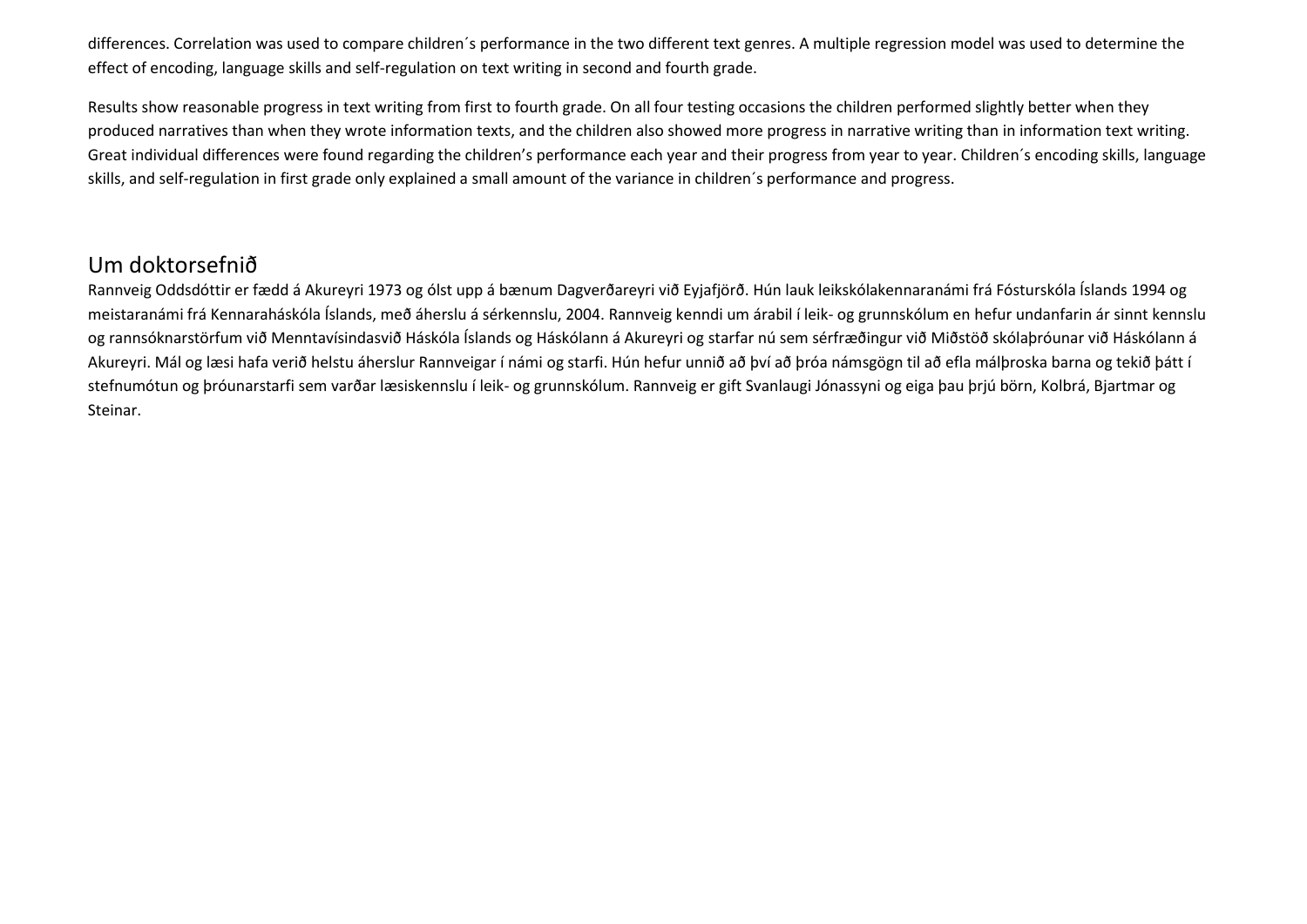differences. Correlation was used to compare children´s performance in the two different text genres. A multiple regression model was used to determine the effect of encoding, language skills and self-regulation on text writing in second and fourth grade.

Results show reasonable progress in text writing from first to fourth grade. On all four testing occasions the children performed slightly better when they produced narratives than when they wrote information texts, and the children also showed more progress in narrative writing than in information text writing. Great individual differences were found regarding the children's performance each year and their progress from year to year. Children´s encoding skills, language skills, and self-regulation in first grade only explained a small amount of the variance in children´s performance and progress.

## Um doktorsefnið

Rannveig Oddsdóttir er fædd á Akureyri 1973 og ólst upp á bænum Dagverðareyri við Eyjafjörð. Hún lauk leikskólakennaranámi frá Fósturskóla Íslands 1994 og meistaranámi frá Kennaraháskóla Íslands, með áherslu á sérkennslu, 2004. Rannveig kenndi um árabil í leik- og grunnskólum en hefur undanfarin ár sinnt kennslu og rannsóknarstörfum við Menntavísindasvið Háskóla Íslands og Háskólann á Akureyri og starfar nú sem sérfræðingur við Miðstöð skólaþróunar við Háskólann á Akureyri. Mál og læsi hafa verið helstu áherslur Rannveigar í námi og starfi. Hún hefur unnið að því að þróa námsgögn til að efla málþroska barna og tekið þátt í stefnumótun og þróunarstarfi sem varðar læsiskennslu í leik- og grunnskólum. Rannveig er gift Svanlaugi Jónassyni og eiga þau þrjú börn, Kolbrá, Bjartmar og Steinar.